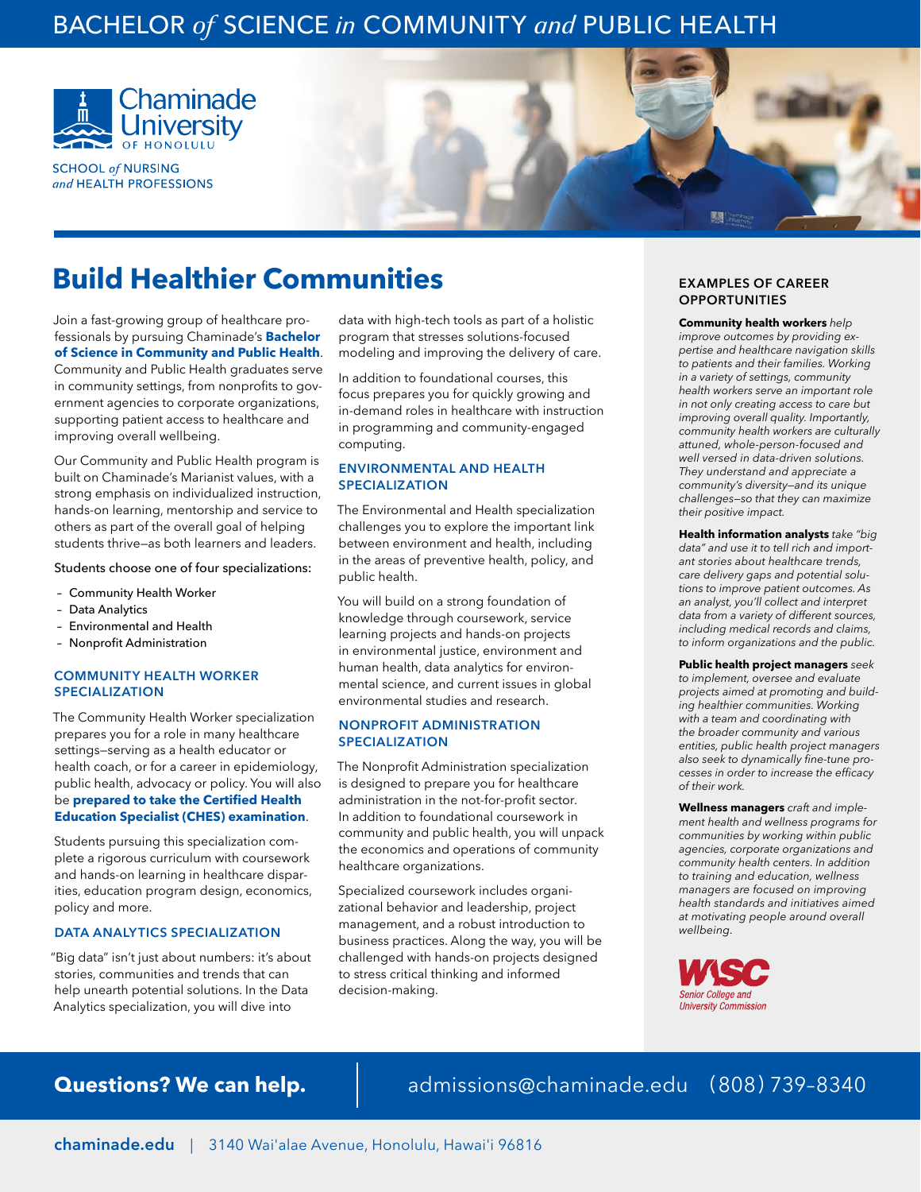# BACHELOR *of* SCIENCE *in* COMMUNITY *and* PUBLIC HEALTH

Chaminade University OF HONOLULU

SCHOOL *of* NURSING *and* HEALTH PROFESSIONS

## Build Healthier Communities

Join a fast-growing group of healthcare professionals by pursuing Chaminade's **Bachelor of Science in Community and Public Health**. Community and Public Health graduates serve in community settings, from nonprofits to government agencies to corporate organizations, supporting patient access to healthcare and improving overall wellbeing.

Our Community and Public Health program is built on Chaminade's Marianist values, with a strong emphasis on individualized instruction, hands-on learning, mentorship and service to others as part of the overall goal of helping students thrive—as both learners and leaders.

Students choose one of four specializations:

- Community Health Worker
- Data Analytics
- Environmental and Health
- Nonprofit Administration

### COMMUNITY HEALTH WORKER SPECIALIZATION

The Community Health Worker specialization prepares you for a role in many healthcare settings—serving as a health educator or health coach, or for a career in epidemiology, public health, advocacy or policy. You will also be **prepared to take the Certified Health Education Specialist (CHES) examination**.

Students pursuing this specialization complete a rigorous curriculum with coursework and hands-on learning in healthcare disparities, education program design, economics, policy and more.

### DATA ANALYTICS SPECIALIZATION

"Big data" isn't just about numbers: it's about stories, communities and trends that can help unearth potential solutions. In the Data Analytics specialization, you will dive into data with high-tech tools as part of a holistic program that stresses solutions-focused modeling and improving the delivery of care.

In addition to foundational courses, this focus prepares you for quickly growing and in-demand roles in healthcare with instruction in programming and community-engaged computing.

### ENVIRONMENTAL AND HEALTH SPECIALIZATION

The Environmental and Health specialization challenges you to explore the important link between environment and health, including in the areas of preventive health, policy, and public health.

You will build on a strong foundation of knowledge through coursework, service learning projects and hands-on projects in environmental justice, environment and human health, data analytics for environmental science, and current issues in global environmental studies and research.

### NONPROFIT ADMINISTRATION SPECIALIZATION

The Nonprofit Administration specialization is designed to prepare you for healthcare administration in the not-for-profit sector. In addition to foundational coursework in community and public health, you will unpack the economics and operations of community healthcare organizations.

Specialized coursework includes organizational behavior and leadership, project management, and a robust introduction to business practices. Along the way, you will be challenged with hands-on projects designed to stress critical thinking and informed decision-making.

### EXAMPLES OF CAREER OPPORTUNITIES

**Community health workers** *help improve outcomes by providing expertise and healthcare navigation skills to patients and their families. Working in a variety of settings, community health workers serve an important role in not only creating access to care but improving overall quality. Importantly, community health workers are culturally attuned, whole-person-focused and well versed in data-driven solutions. They understand and appreciate a community's diversity—and its unique challenges—so that they can maximize their positive impact.*

**Health information analysts** *take "big data" and use it to tell rich and important stories about healthcare trends, care delivery gaps and potential solutions to improve patient outcomes. As an analyst, you'll collect and interpret data from a variety of different sources, including medical records and claims, to inform organizations and the public.*

**Public health project managers** *seek to implement, oversee and evaluate projects aimed at promoting and building healthier communities. Working with a team and coordinating with the broader community and various entities, public health project managers also seek to dynamically fine-tune processes in order to increase the efficacy of their work.*

**Wellness managers** *craft and implement health and wellness programs for communities by working within public agencies, corporate organizations and community health centers. In addition to training and education, wellness managers are focused on improving health standards and initiatives aimed at motivating people around overall wellbeing.*

WSC Senior College and University Commission

**Questions? We can help.** admissions@chaminade.edu (808) 739-8340

**chaminade.edu** | 3140 Wai'alae Avenue, Honolulu, Hawai'i 96816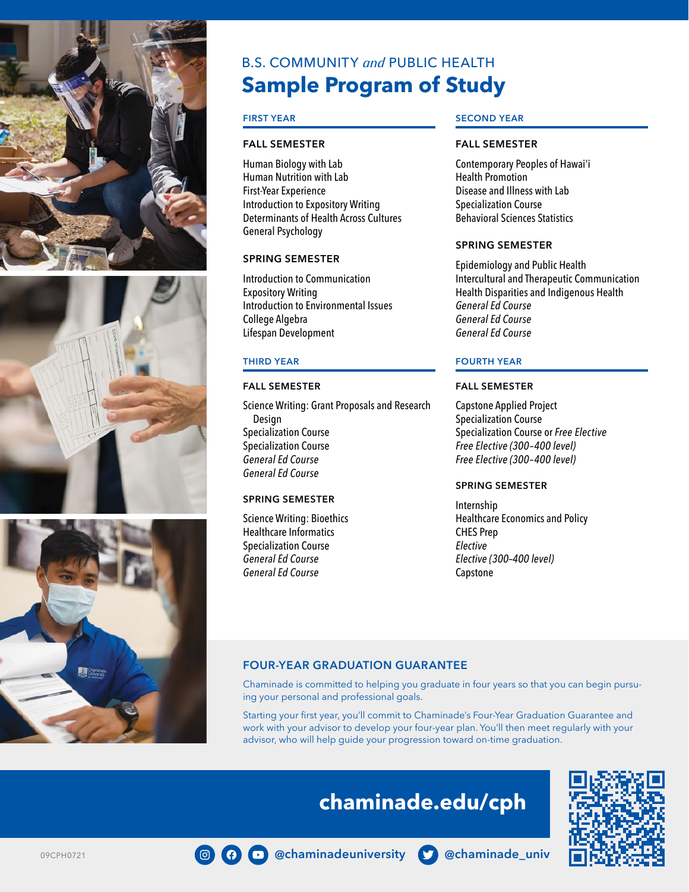B.S. COMMUNITY *and* PUBLIC HEALTH

# Sample Program of Study

## FIRST YEAR

### FALL SEMESTER

Human Biology with Lab
Human Nutrition with Lab
First-Year Experience
Introduction to Expository Writing
Determinants of Health Across Cultures
General Psychology

### SPRING SEMESTER

Introduction to Communication
Expository Writing
Introduction to Environmental Issues
College Algebra
Lifespan Development

## SECOND YEAR

### FALL SEMESTER

Contemporary Peoples of Hawai'i
Health Promotion
Disease and Illness with Lab
Specialization Course
Behavioral Sciences Statistics

### SPRING SEMESTER

Epidemiology and Public Health
Intercultural and Therapeutic Communication
Health Disparities and Indigenous Health
*General Ed Course*
*General Ed Course*
*General Ed Course*

## THIRD YEAR

### FALL SEMESTER

Science Writing: Grant Proposals and Research Design
Specialization Course
Specialization Course
*General Ed Course*
*General Ed Course*

### SPRING SEMESTER

Science Writing: Bioethics
Healthcare Informatics
Specialization Course
*General Ed Course*
*General Ed Course*

## FOURTH YEAR

### FALL SEMESTER

Capstone Applied Project
Specialization Course
Specialization Course or *Free Elective*
*Free Elective (300–400 level)*
*Free Elective (300–400 level)*

### SPRING SEMESTER

Internship
Healthcare Economics and Policy
CHES Prep
*Elective*
*Elective (300–400 level)*
Capstone

## FOUR-YEAR GRADUATION GUARANTEE

Chaminade is committed to helping you graduate in four years so that you can begin pursuing your personal and professional goals.

Starting your first year, you'll commit to Chaminade's Four-Year Graduation Guarantee and work with your advisor to develop your four-year plan. You'll then meet regularly with your advisor, who will help guide your progression toward on-time graduation.

**chaminade.edu/cph**

@chaminadeuniversity @chaminade_univ

09CPH0721